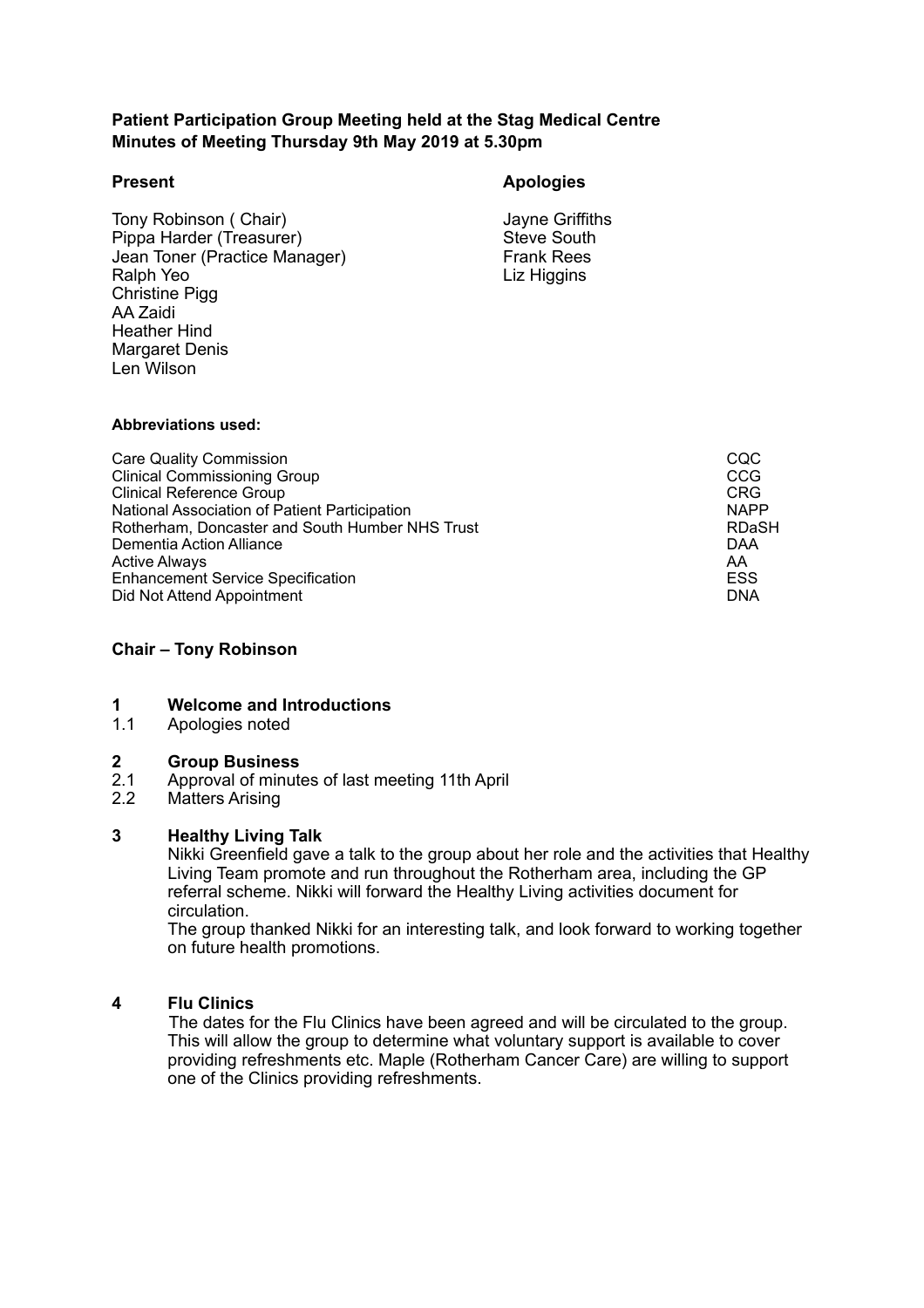**Patient Participation Group Meeting held at the Stag Medical Centre**
**Minutes of Meeting Thursday 9th May 2019 at 5.30pm**

**Present**

Tony Robinson ( Chair)
Pippa Harder (Treasurer)
Jean Toner (Practice Manager)
Ralph Yeo
Christine Pigg
AA Zaidi
Heather Hind
Margaret Denis
Len Wilson

**Apologies**

Jayne Griffiths
Steve South
Frank Rees
Liz Higgins

**Abbreviations used:**

| | |
|---|---|
| Care Quality Commission | CQC |
| Clinical Commissioning Group | CCG |
| Clinical Reference Group | CRG |
| National Association of Patient Participation | NAPP |
| Rotherham, Doncaster and South Humber NHS Trust | RDaSH |
| Dementia Action Alliance | DAA |
| Active Always | AA |
| Enhancement Service Specification | ESS |
| Did Not Attend Appointment | DNA |

**Chair – Tony Robinson**

**1 Welcome and Introductions**

1.1 Apologies noted

**2 Group Business**

2.1 Approval of minutes of last meeting 11th April
2.2 Matters Arising

**3 Healthy Living Talk**

Nikki Greenfield gave a talk to the group about her role and the activities that Healthy Living Team promote and run throughout the Rotherham area, including the GP referral scheme. Nikki will forward the Healthy Living activities document for circulation.
The group thanked Nikki for an interesting talk, and look forward to working together on future health promotions.

**4 Flu Clinics**

The dates for the Flu Clinics have been agreed and will be circulated to the group. This will allow the group to determine what voluntary support is available to cover providing refreshments etc. Maple (Rotherham Cancer Care) are willing to support one of the Clinics providing refreshments.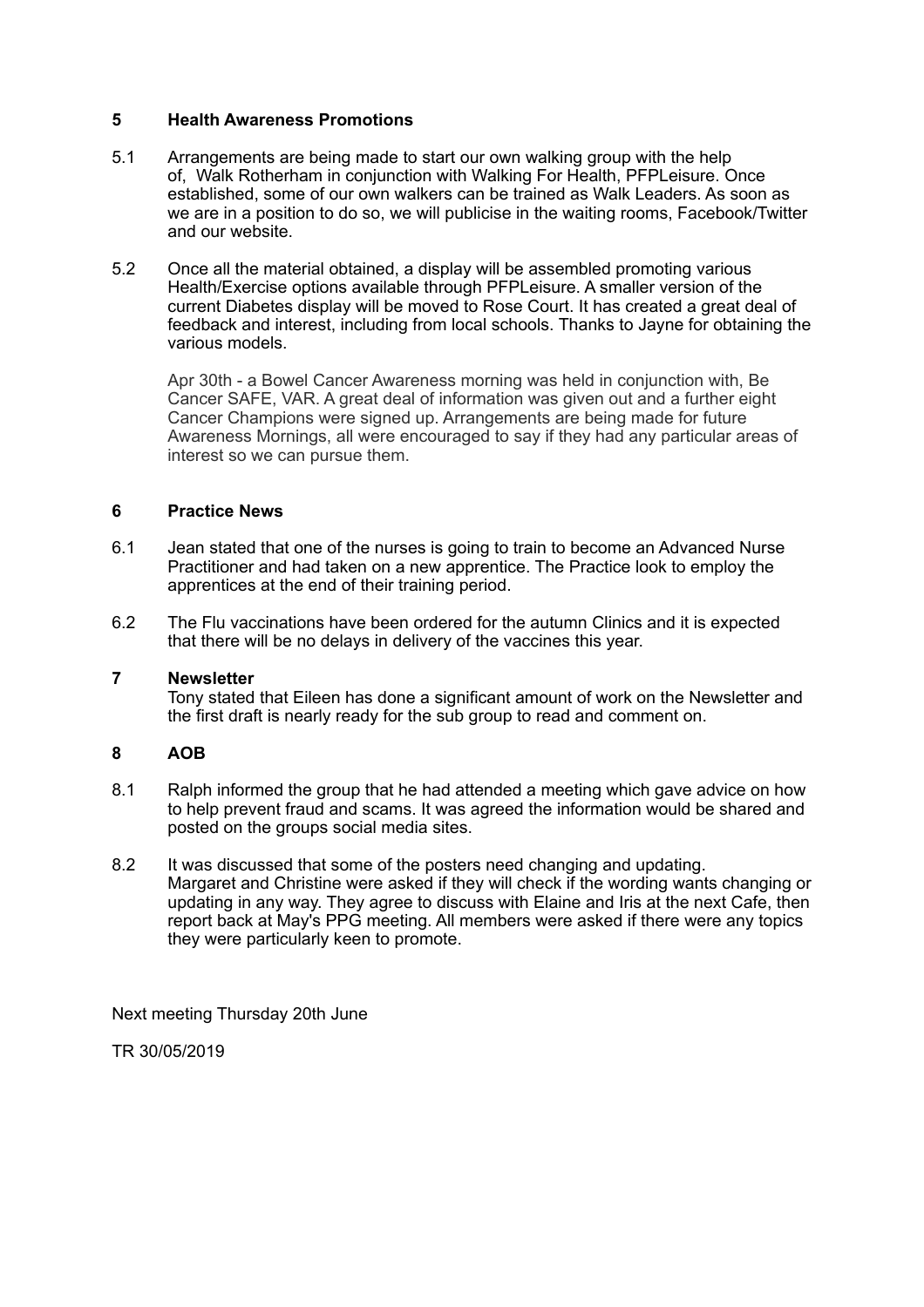## 5 Health Awareness Promotions

5.1 Arrangements are being made to start our own walking group with the help of,  Walk Rotherham in conjunction with Walking For Health, PFPLeisure. Once established, some of our own walkers can be trained as Walk Leaders. As soon as we are in a position to do so, we will publicise in the waiting rooms, Facebook/Twitter and our website.

5.2 Once all the material obtained, a display will be assembled promoting various Health/Exercise options available through PFPLeisure. A smaller version of the current Diabetes display will be moved to Rose Court. It has created a great deal of feedback and interest, including from local schools. Thanks to Jayne for obtaining the various models.

Apr 30th - a Bowel Cancer Awareness morning was held in conjunction with, Be Cancer SAFE, VAR. A great deal of information was given out and a further eight Cancer Champions were signed up. Arrangements are being made for future Awareness Mornings, all were encouraged to say if they had any particular areas of interest so we can pursue them.

## 6 Practice News

6.1 Jean stated that one of the nurses is going to train to become an Advanced Nurse Practitioner and had taken on a new apprentice. The Practice look to employ the apprentices at the end of their training period.

6.2 The Flu vaccinations have been ordered for the autumn Clinics and it is expected that there will be no delays in delivery of the vaccines this year.

## 7 Newsletter

Tony stated that Eileen has done a significant amount of work on the Newsletter and the first draft is nearly ready for the sub group to read and comment on.

## 8 AOB

8.1 Ralph informed the group that he had attended a meeting which gave advice on how to help prevent fraud and scams. It was agreed the information would be shared and posted on the groups social media sites.

8.2 It was discussed that some of the posters need changing and updating. Margaret and Christine were asked if they will check if the wording wants changing or updating in any way. They agree to discuss with Elaine and Iris at the next Cafe, then report back at May's PPG meeting. All members were asked if there were any topics they were particularly keen to promote.

Next meeting Thursday 20th June

TR 30/05/2019